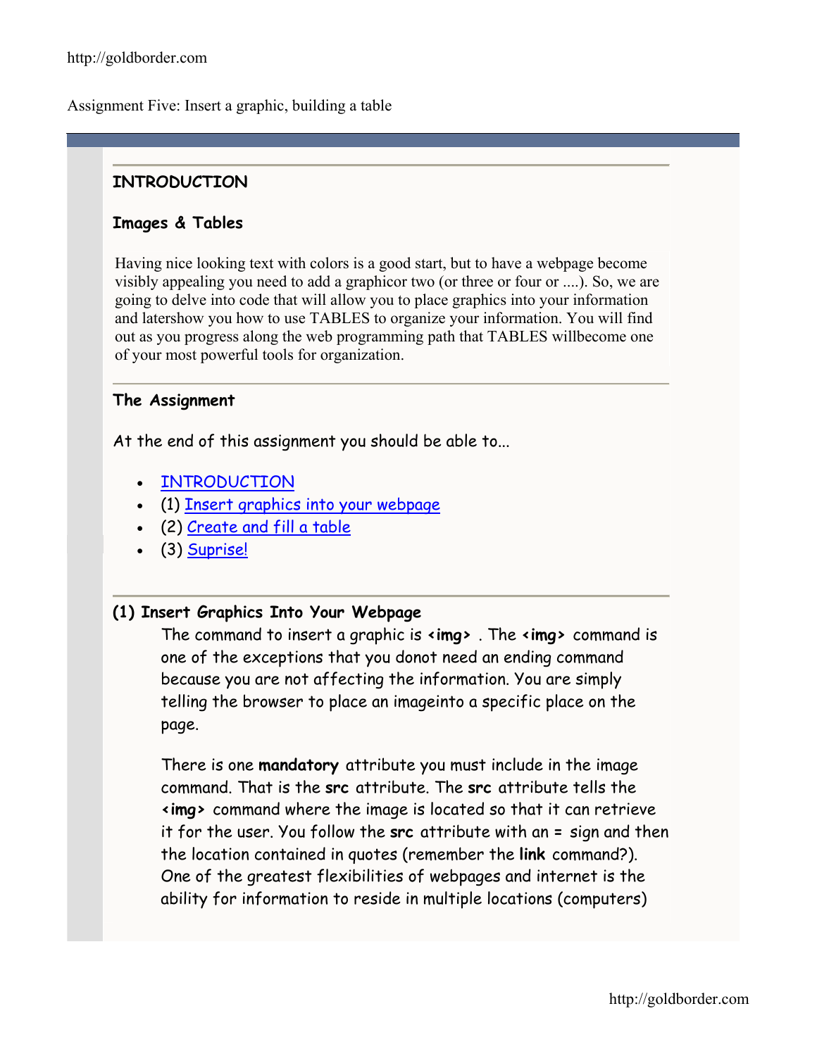Assignment Five: Insert a graphic, building a table

## INTRODUCTION

### Images & Tables

Having nice looking text with colors is a good start, but to have a webpage become visibly appealing you need to add a graphicor two (or three or four or ....). So, we are going to delve into code that will allow you to place graphics into your information and latershow you how to use TABLES to organize your information. You will find out as you progress along the web programming path that TABLES willbecome one of your most powerful tools for organization.

### The Assignment

At the end of this assignment you should be able to...

- INTRODUCTION
- (1) Insert graphics into your webpage
- (2) Create and fill a table
- (3) Suprise!

### (1) Insert Graphics Into Your Webpage

The command to insert a graphic is **<img>** . The **<img>** command is one of the exceptions that you donot need an ending command because you are not affecting the information. You are simply telling the browser to place an imageinto a specific place on the page.

There is one **mandatory** attribute you must include in the image command. That is the **src** attribute. The **src** attribute tells the **<img>** command where the image is located so that it can retrieve it for the user. You follow the **src** attribute with an = sign and then the location contained in quotes (remember the **link** command?). One of the greatest flexibilities of webpages and internet is the ability for information to reside in multiple locations (computers)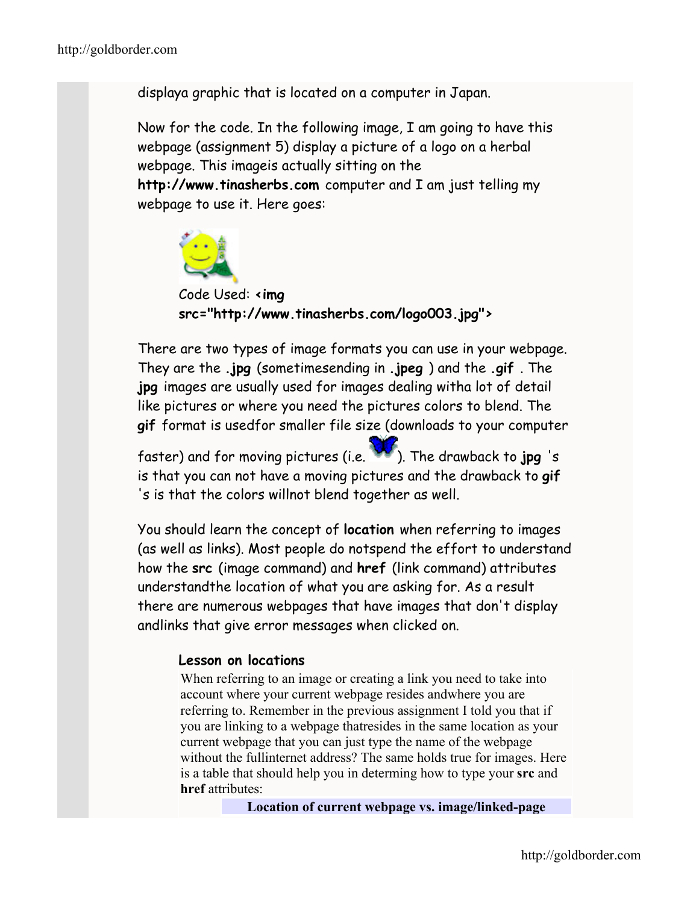displaya graphic that is located on a computer in Japan.

Now for the code. In the following image, I am going to have this webpage (assignment 5) display a picture of a logo on a herbal webpage. This imageis actually sitting on the **http://www.tinasherbs.com** computer and I am just telling my webpage to use it. Here goes:

Code Used: **<img src="http://www.tinasherbs.com/logo003.jpg">**

There are two types of image formats you can use in your webpage. They are the **.jpg** (sometimesending in **.jpeg** ) and the **.gif** . The **jpg** images are usually used for images dealing witha lot of detail like pictures or where you need the pictures colors to blend. The **gif** format is usedfor smaller file size (downloads to your computer faster) and for moving pictures (i.e. ). The drawback to **jpg** 's is that you can not have a moving pictures and the drawback to **gif** 's is that the colors willnot blend together as well.

You should learn the concept of **location** when referring to images (as well as links). Most people do notspend the effort to understand how the **src** (image command) and **href** (link command) attributes understandthe location of what you are asking for. As a result there are numerous webpages that have images that don't display andlinks that give error messages when clicked on.

**Lesson on locations**

When referring to an image or creating a link you need to take into account where your current webpage resides andwhere you are referring to. Remember in the previous assignment I told you that if you are linking to a webpage thatresides in the same location as your current webpage that you can just type the name of the webpage without the fullinternet address? The same holds true for images. Here is a table that should help you in determing how to type your **src** and **href** attributes:

**Location of current webpage vs. image/linked-page**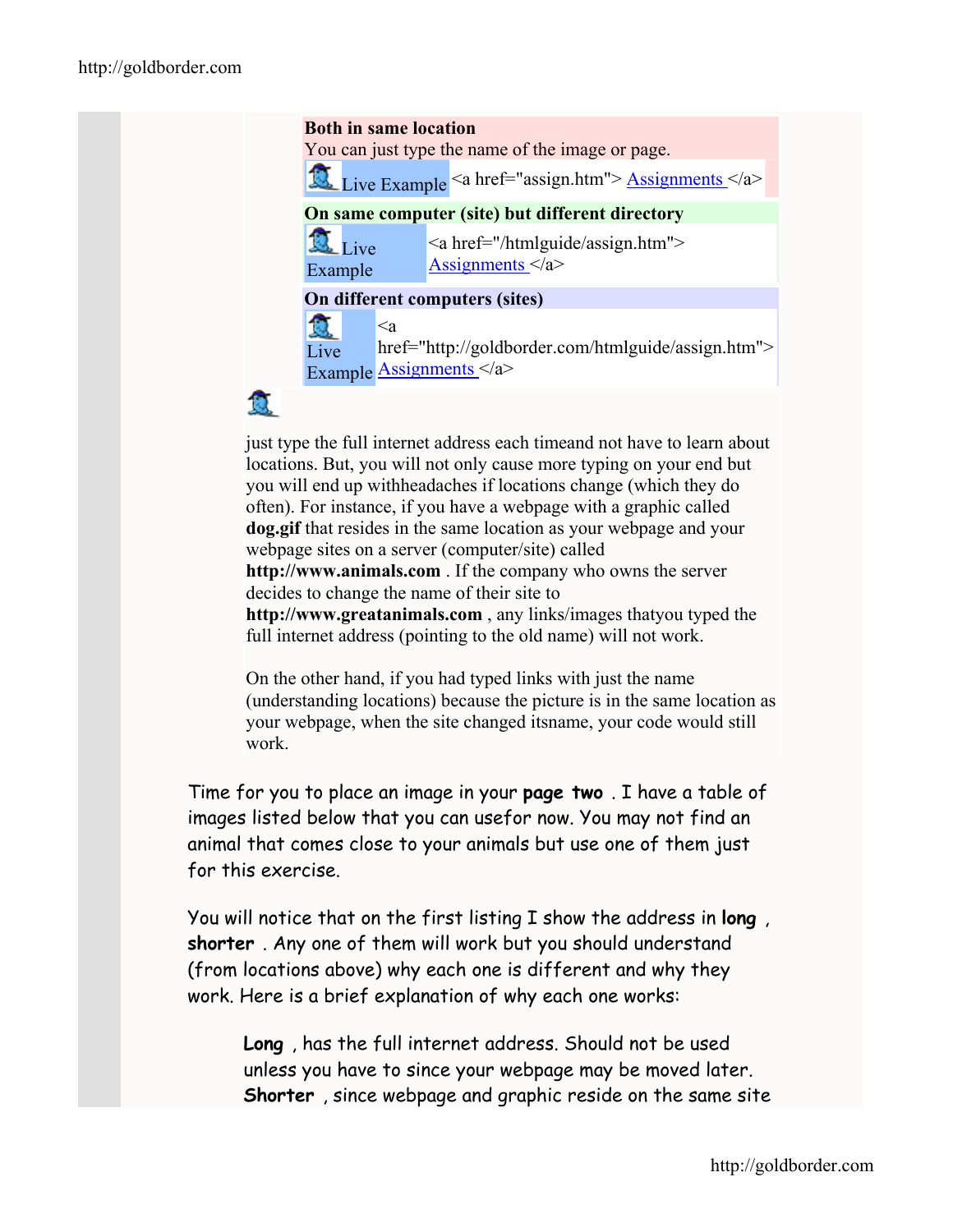**Both in same location**
You can just type the name of the image or page.

| Live Example | `<a href="assign.htm">` Assignments `</a>` |
|---|---|

**On same computer (site) but different directory**

| Live Example | `<a href="/htmlguide/assign.htm">` Assignments `</a>` |
|---|---|

**On different computers (sites)**

| Live Example | `<a href="http://goldborder.com/htmlguide/assign.htm">` Assignments `</a>` |
|---|---|

just type the full internet address each timeand not have to learn about locations. But, you will not only cause more typing on your end but you will end up withheadaches if locations change (which they do often). For instance, if you have a webpage with a graphic called **dog.gif** that resides in the same location as your webpage and your webpage sites on a server (computer/site) called **http://www.animals.com** . If the company who owns the server decides to change the name of their site to **http://www.greatanimals.com** , any links/images thatyou typed the full internet address (pointing to the old name) will not work.

On the other hand, if you had typed links with just the name (understanding locations) because the picture is in the same location as your webpage, when the site changed itsname, your code would still work.

Time for you to place an image in your **page two** . I have a table of images listed below that you can usefor now. You may not find an animal that comes close to your animals but use one of them just for this exercise.

You will notice that on the first listing I show the address in **long** , **shorter** . Any one of them will work but you should understand (from locations above) why each one is different and why they work. Here is a brief explanation of why each one works:

> **Long** , has the full internet address. Should not be used unless you have to since your webpage may be moved later.
> **Shorter** , since webpage and graphic reside on the same site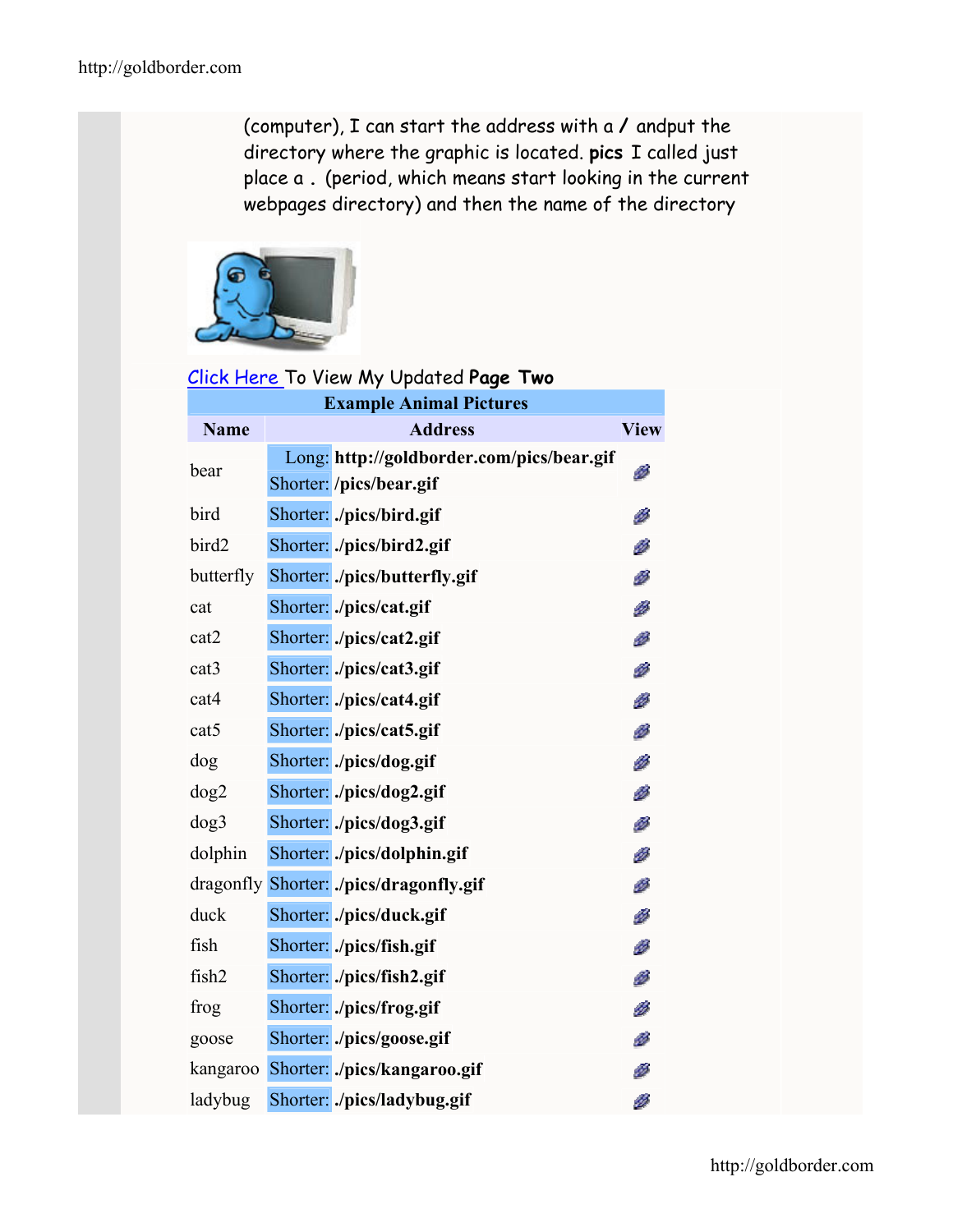(computer), I can start the address with a **/** andput the directory where the graphic is located. **pics** I called just place a **.** (period, which means start looking in the current webpages directory) and then the name of the directory

[Click Here](#) To View My Updated **Page Two**

| Example Animal Pictures | | |
|---|---|---|
| **Name** | **Address** | **View** |
| bear | Long: **http://goldborder.com/pics/bear.gif**<br>Shorter: **/pics/bear.gif** | |
| bird | Shorter: **./pics/bird.gif** | |
| bird2 | Shorter: **./pics/bird2.gif** | |
| butterfly | Shorter: **./pics/butterfly.gif** | |
| cat | Shorter: **./pics/cat.gif** | |
| cat2 | Shorter: **./pics/cat2.gif** | |
| cat3 | Shorter: **./pics/cat3.gif** | |
| cat4 | Shorter: **./pics/cat4.gif** | |
| cat5 | Shorter: **./pics/cat5.gif** | |
| dog | Shorter: **./pics/dog.gif** | |
| dog2 | Shorter: **./pics/dog2.gif** | |
| dog3 | Shorter: **./pics/dog3.gif** | |
| dolphin | Shorter: **./pics/dolphin.gif** | |
| dragonfly | Shorter: **./pics/dragonfly.gif** | |
| duck | Shorter: **./pics/duck.gif** | |
| fish | Shorter: **./pics/fish.gif** | |
| fish2 | Shorter: **./pics/fish2.gif** | |
| frog | Shorter: **./pics/frog.gif** | |
| goose | Shorter: **./pics/goose.gif** | |
| kangaroo | Shorter: **./pics/kangaroo.gif** | |
| ladybug | Shorter: **./pics/ladybug.gif** | |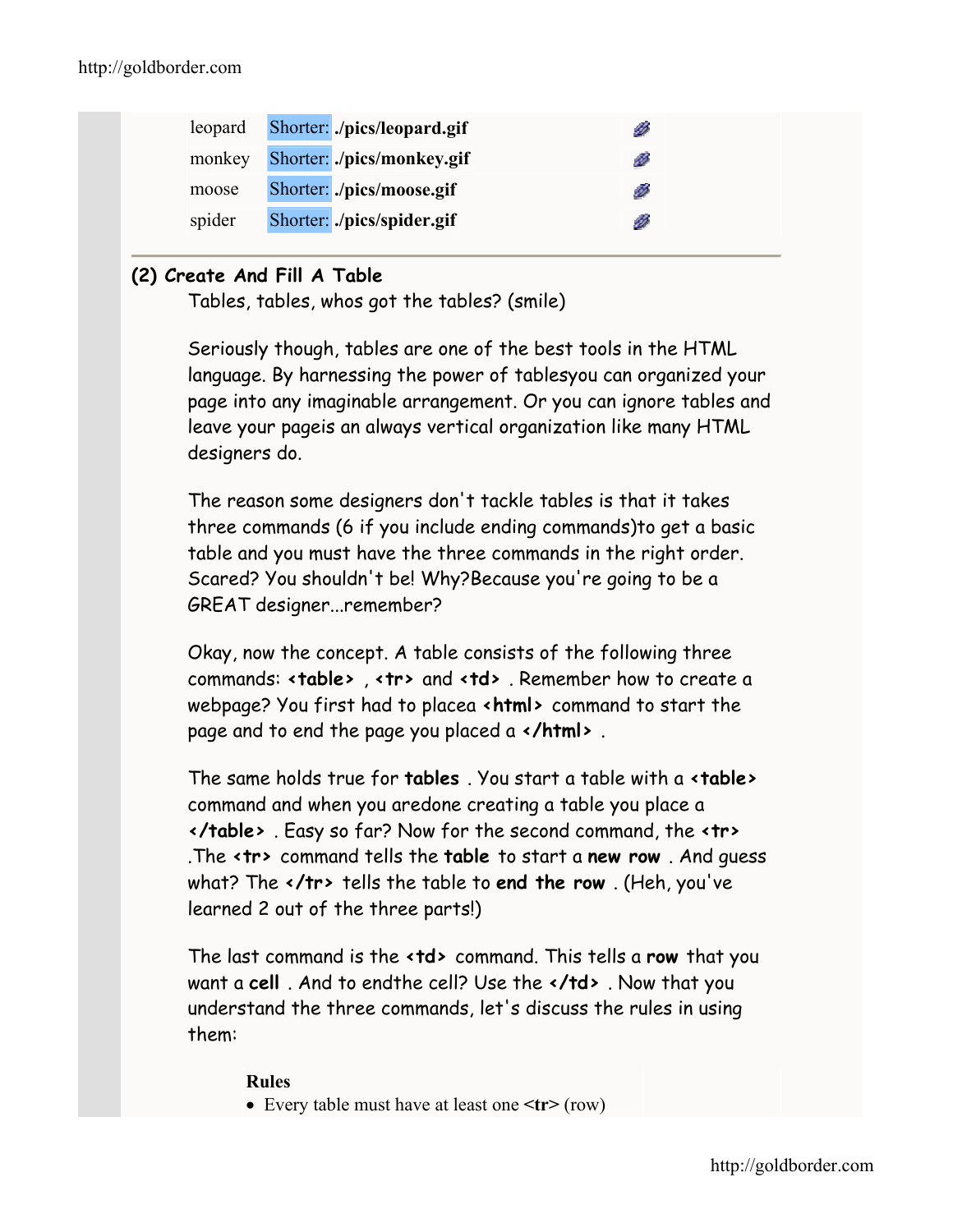| | | |
|---|---|---|
| leopard | Shorter: **./pics/leopard.gif** | |
| monkey | Shorter: **./pics/monkey.gif** | |
| moose | Shorter: **./pics/moose.gif** | |
| spider | Shorter: **./pics/spider.gif** | |

---

**(2) Create And Fill A Table**

Tables, tables, whos got the tables? (smile)

Seriously though, tables are one of the best tools in the HTML language. By harnessing the power of tablesyou can organized your page into any imaginable arrangement. Or you can ignore tables and leave your pageis an always vertical organization like many HTML designers do.

The reason some designers don't tackle tables is that it takes three commands (6 if you include ending commands)to get a basic table and you must have the three commands in the right order. Scared? You shouldn't be! Why?Because you're going to be a GREAT designer...remember?

Okay, now the concept. A table consists of the following three commands: **<table>** , **<tr>** and **<td>** . Remember how to create a webpage? You first had to placea **<html>** command to start the page and to end the page you placed a **</html>** .

The same holds true for **tables** . You start a table with a **<table>** command and when you aredone creating a table you place a **</table>** . Easy so far? Now for the second command, the **<tr>** .The **<tr>** command tells the **table** to start a **new row** . And guess what? The **</tr>** tells the table to **end the row** . (Heh, you've learned 2 out of the three parts!)

The last command is the **<td>** command. This tells a **row** that you want a **cell** . And to endthe cell? Use the **</td>** . Now that you understand the three commands, let's discuss the rules in using them:

**Rules**

- Every table must have at least one **<tr>** (row)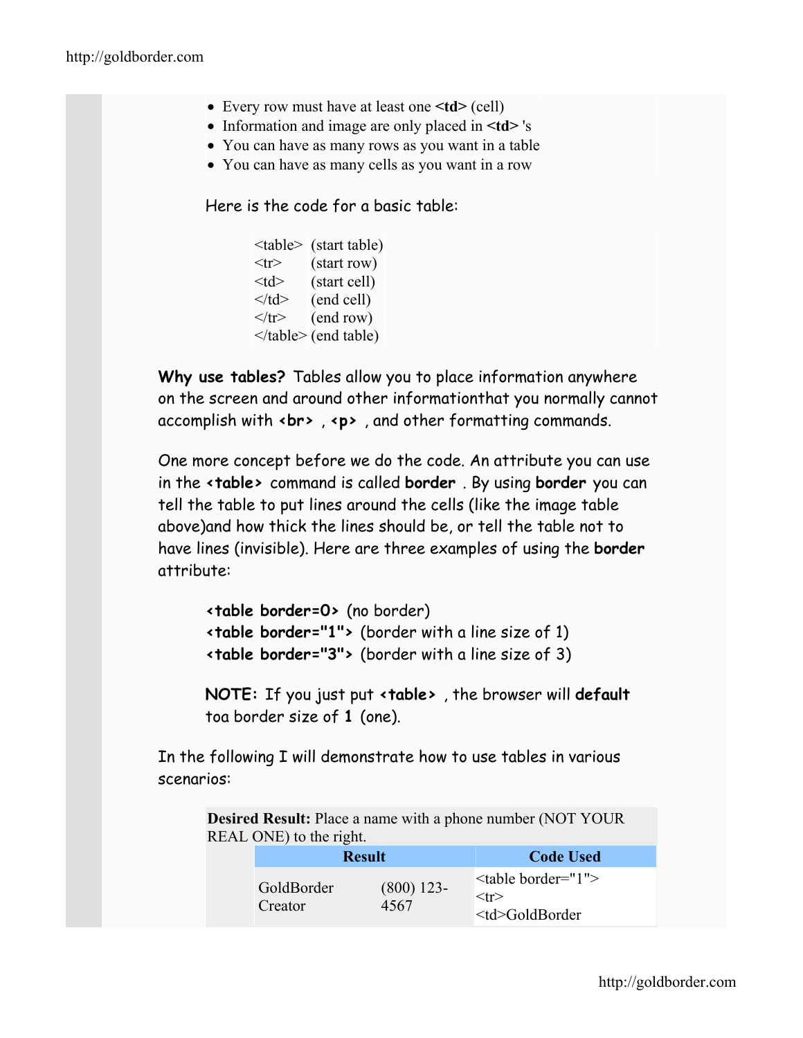- Every row must have at least one **<td>** (cell)
- Information and image are only placed in **<td>** 's
- You can have as many rows as you want in a table
- You can have as many cells as you want in a row

Here is the code for a basic table:

| | |
|---|---|
| <table> | (start table) |
| <tr> | (start row) |
| <td> | (start cell) |
| </td> | (end cell) |
| </tr> | (end row) |
| </table> | (end table) |

**Why use tables?** Tables allow you to place information anywhere on the screen and around other informationthat you normally cannot accomplish with **<br>** , **<p>** , and other formatting commands.

One more concept before we do the code. An attribute you can use in the **<table>** command is called **border** . By using **border** you can tell the table to put lines around the cells (like the image table above)and how thick the lines should be, or tell the table not to have lines (invisible). Here are three examples of using the **border** attribute:

**<table border=0>** (no border)
**<table border="1">** (border with a line size of 1)
**<table border="3">** (border with a line size of 3)

**NOTE:** If you just put **<table>** , the browser will **default** toa border size of **1** (one).

In the following I will demonstrate how to use tables in various scenarios:

**Desired Result:** Place a name with a phone number (NOT YOUR REAL ONE) to the right.

| Result | | Code Used |
|---|---|---|
| GoldBorder Creator | (800) 123-4567 | <table border="1"><br><tr><br><td>GoldBorder |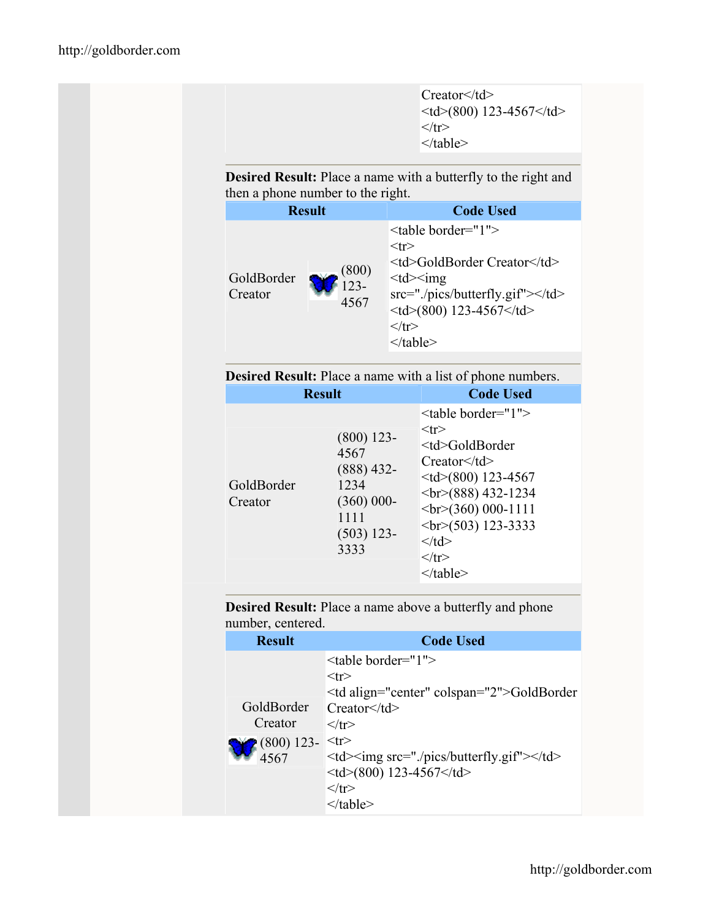```
Creator</td>
<td>(800) 123-4567</td>
</tr>
</table>
```

**Desired Result:** Place a name with a butterfly to the right and then a phone number to the right.

| Result | Code Used |
|---|---|
| GoldBorder Creator \| (butterfly) \| (800) 123-4567 | `<table border="1"> <tr> <td>GoldBorder Creator</td> <td><img src="./pics/butterfly.gif"></td> <td>(800) 123-4567</td> </tr> </table>` |

**Desired Result:** Place a name with a list of phone numbers.

| Result | Code Used |
|---|---|
| GoldBorder Creator \| (800) 123-4567 (888) 432-1234 (360) 000-1111 (503) 123-3333 | `<table border="1"> <tr> <td>GoldBorder Creator</td> <td>(800) 123-4567 <br>(888) 432-1234 <br>(360) 000-1111 <br>(503) 123-3333 </td> </tr> </table>` |

**Desired Result:** Place a name above a butterfly and phone number, centered.

| Result | Code Used |
|---|---|
| GoldBorder Creator / (butterfly) \| (800) 123-4567 | `<table border="1"> <tr> <td align="center" colspan="2">GoldBorder Creator</td> </tr> <tr> <td><img src="./pics/butterfly.gif"></td> <td>(800) 123-4567</td> </tr> </table>` |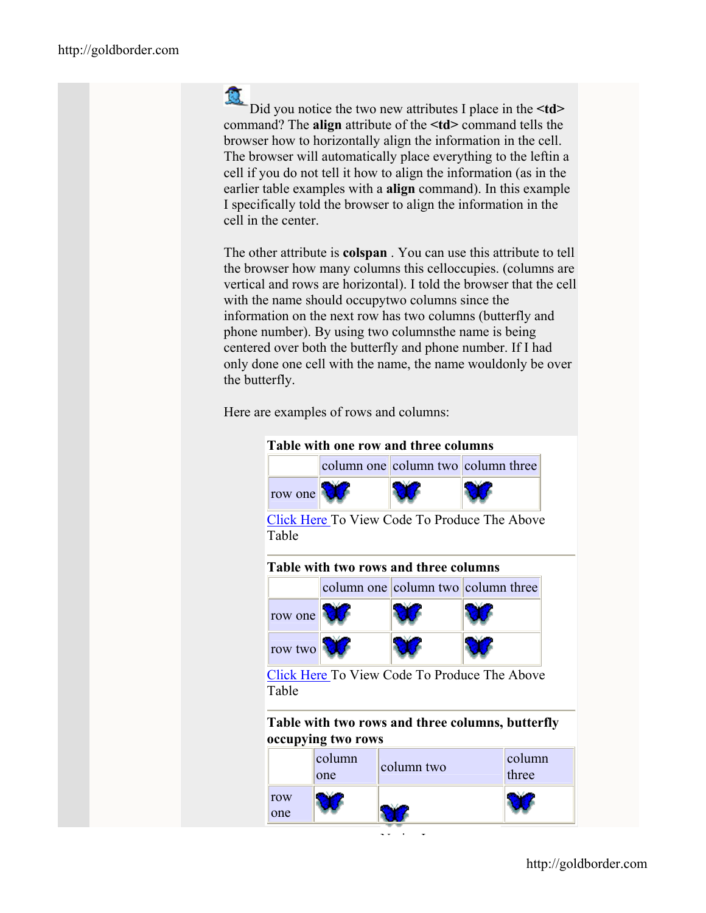Did you notice the two new attributes I place in the **<td>** command? The **align** attribute of the **<td>** command tells the browser how to horizontally align the information in the cell. The browser will automatically place everything to the leftin a cell if you do not tell it how to align the information (as in the earlier table examples with a **align** command). In this example I specifically told the browser to align the information in the cell in the center.

The other attribute is **colspan** . You can use this attribute to tell the browser how many columns this celloccupies. (columns are vertical and rows are horizontal). I told the browser that the cell with the name should occupytwo columns since the information on the next row has two columns (butterfly and phone number). By using two columnsthe name is being centered over both the butterfly and phone number. If I had only done one cell with the name, the name wouldonly be over the butterfly.

Here are examples of rows and columns:

**Table with one row and three columns**

| | column one | column two | column three |
|---|---|---|---|
| row one | | | |

Click Here To View Code To Produce The Above Table

**Table with two rows and three columns**

| | column one | column two | column three |
|---|---|---|---|
| row one | | | |
| row two | | | |

Click Here To View Code To Produce The Above Table

**Table with two rows and three columns, butterfly occupying two rows**

| | column one | column two | column three |
|---|---|---|---|
| row one | | | |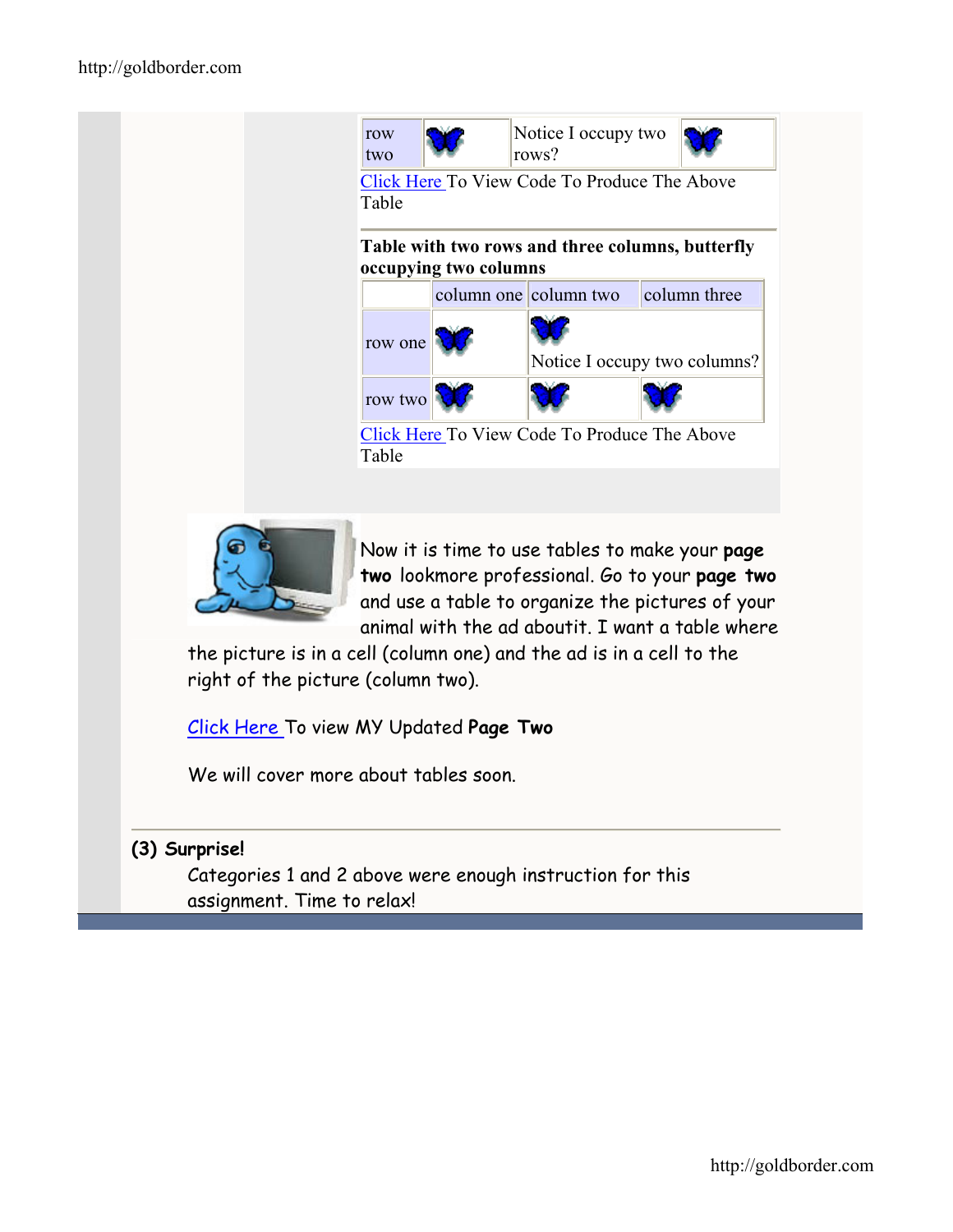| | | | |
|---|---|---|---|
| row two | | Notice I occupy two rows? | |

Click Here To View Code To Produce The Above Table

**Table with two rows and three columns, butterfly occupying two columns**

| | column one | column two | column three |
|---|---|---|---|
| row one | | Notice I occupy two columns? | |
| row two | | | |

Click Here To View Code To Produce The Above Table

Now it is time to use tables to make your **page two** lookmore professional. Go to your **page two** and use a table to organize the pictures of your animal with the ad aboutit. I want a table where the picture is in a cell (column one) and the ad is in a cell to the right of the picture (column two).

Click Here To view MY Updated **Page Two**

We will cover more about tables soon.

**(3) Surprise!**

Categories 1 and 2 above were enough instruction for this assignment. Time to relax!